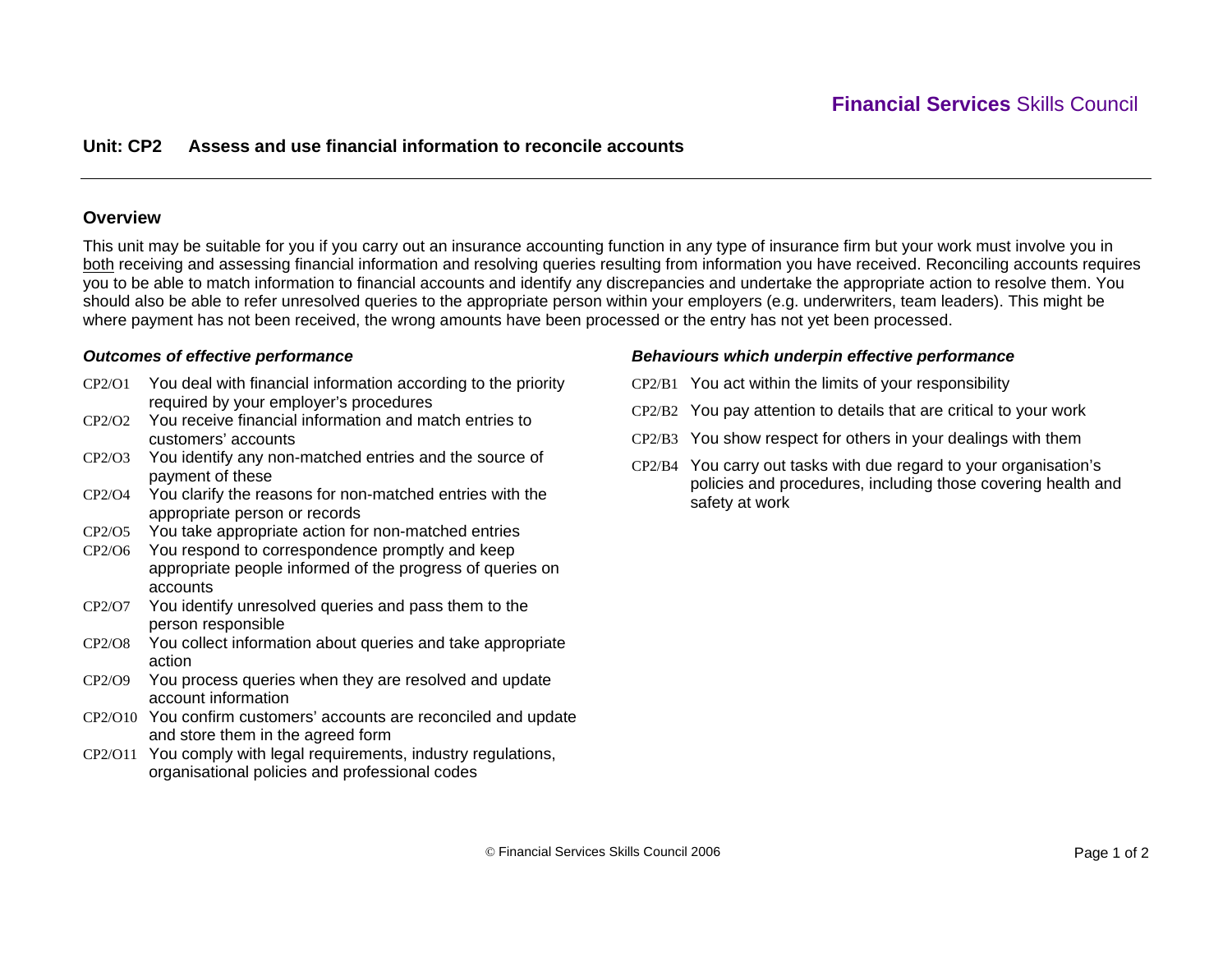**Financial Services** Skills Council

## Unit: CP2 Assess and use financial information to reconcile accounts

### Overview

This unit may be suitable for you if you carry out an insurance accounting function in any type of insurance firm but your work must involve you in both receiving and assessing financial information and resolving queries resulting from information you have received. Reconciling accounts requires you to be able to match information to financial accounts and identify any discrepancies and undertake the appropriate action to resolve them. You should also be able to refer unresolved queries to the appropriate person within your employers (e.g. underwriters, team leaders). This might be where payment has not been received, the wrong amounts have been processed or the entry has not yet been processed.

#### *Outcomes of effective performance*

- CP2/O1 You deal with financial information according to the priority required by your employer's procedures
- CP2/O2 You receive financial information and match entries to customers' accounts
- CP2/O3 You identify any non-matched entries and the source of payment of these
- CP2/O4 You clarify the reasons for non-matched entries with the appropriate person or records
- CP2/O5 You take appropriate action for non-matched entries
- CP2/O6 You respond to correspondence promptly and keep appropriate people informed of the progress of queries on accounts
- CP2/O7 You identify unresolved queries and pass them to the person responsible
- CP2/O8 You collect information about queries and take appropriate action
- CP2/O9 You process queries when they are resolved and update account information
- CP2/O10 You confirm customers' accounts are reconciled and update and store them in the agreed form
- CP2/O11 You comply with legal requirements, industry regulations, organisational policies and professional codes

#### *Behaviours which underpin effective performance*

- CP2/B1 You act within the limits of your responsibility
- CP2/B2 You pay attention to details that are critical to your work
- CP2/B3 You show respect for others in your dealings with them
- CP2/B4 You carry out tasks with due regard to your organisation's policies and procedures, including those covering health and safety at work

© Financial Services Skills Council 2006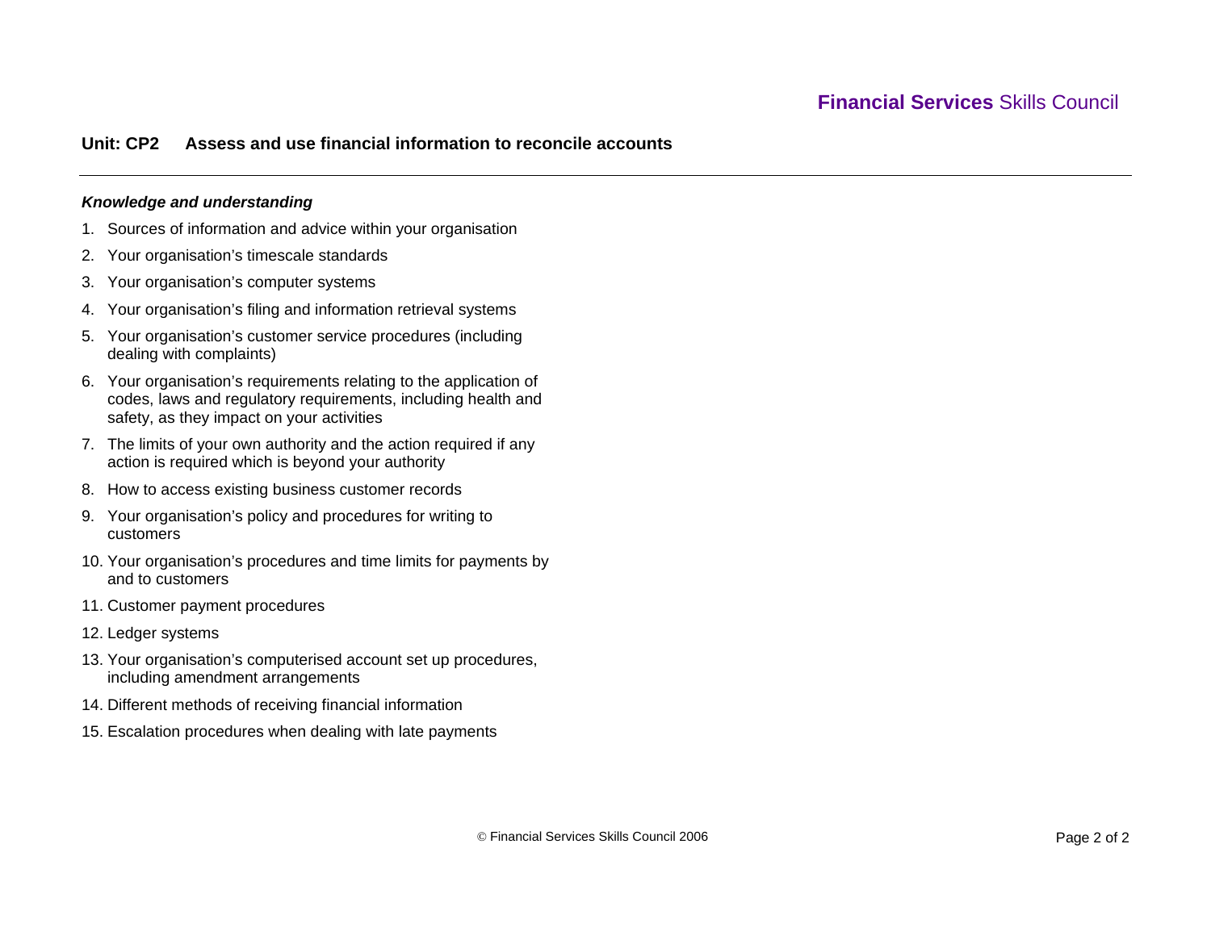## Unit: CP2 Assess and use financial information to reconcile accounts

***Knowledge and understanding***

1. Sources of information and advice within your organisation
2. Your organisation's timescale standards
3. Your organisation's computer systems
4. Your organisation's filing and information retrieval systems
5. Your organisation's customer service procedures (including dealing with complaints)
6. Your organisation's requirements relating to the application of codes, laws and regulatory requirements, including health and safety, as they impact on your activities
7. The limits of your own authority and the action required if any action is required which is beyond your authority
8. How to access existing business customer records
9. Your organisation's policy and procedures for writing to customers
10. Your organisation's procedures and time limits for payments by and to customers
11. Customer payment procedures
12. Ledger systems
13. Your organisation's computerised account set up procedures, including amendment arrangements
14. Different methods of receiving financial information
15. Escalation procedures when dealing with late payments